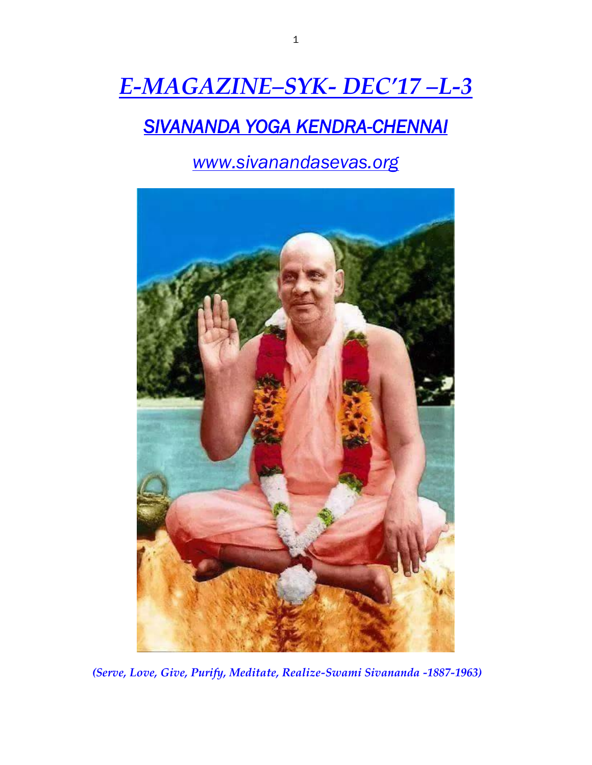# *E-MAGAZINE–SYK- DEC'17 –L-3*

## *SIVANANDA YOGA KENDRA-CHENNAI*

*www.sivanandasevas.org*

***(Serve, Love, Give, Purify, Meditate, Realize-Swami Sivananda -1887-1963)***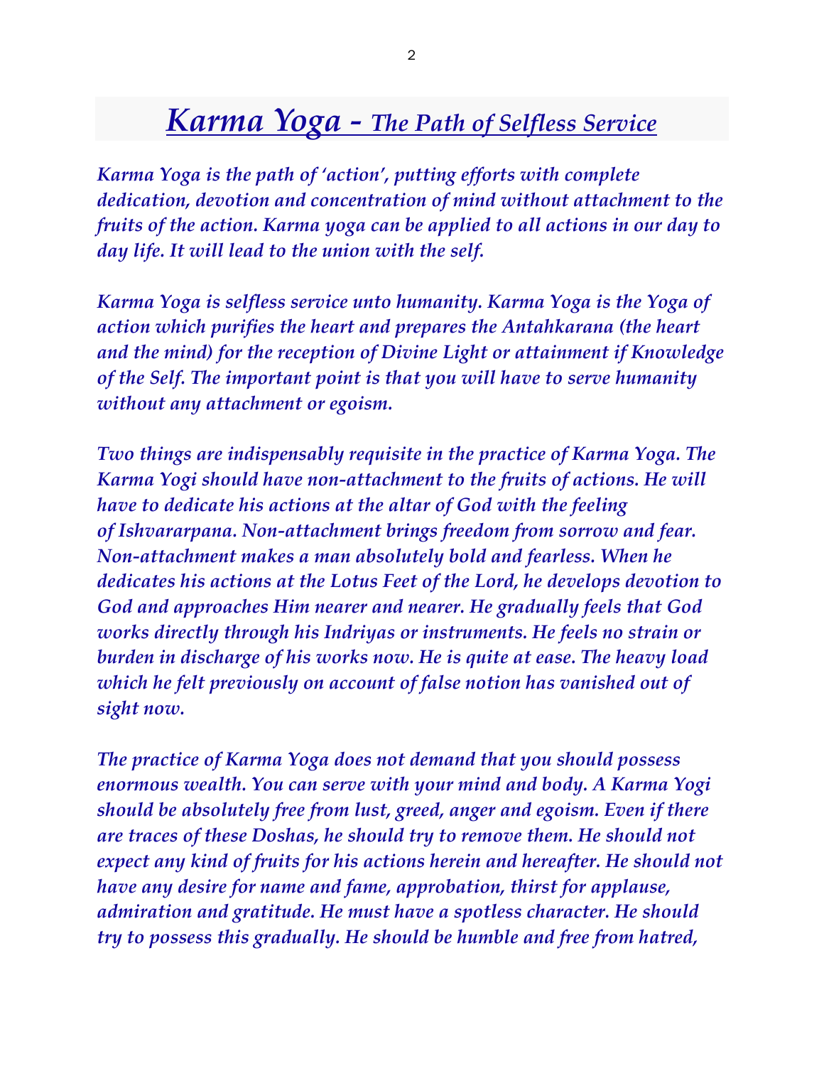# *Karma Yoga - The Path of Selfless Service*

*Karma Yoga is the path of 'action', putting efforts with complete dedication, devotion and concentration of mind without attachment to the fruits of the action. Karma yoga can be applied to all actions in our day to day life. It will lead to the union with the self.*

*Karma Yoga is selfless service unto humanity. Karma Yoga is the Yoga of action which purifies the heart and prepares the Antahkarana (the heart and the mind) for the reception of Divine Light or attainment if Knowledge of the Self. The important point is that you will have to serve humanity without any attachment or egoism.*

*Two things are indispensably requisite in the practice of Karma Yoga. The Karma Yogi should have non-attachment to the fruits of actions. He will have to dedicate his actions at the altar of God with the feeling of Ishvararpana. Non-attachment brings freedom from sorrow and fear. Non-attachment makes a man absolutely bold and fearless. When he dedicates his actions at the Lotus Feet of the Lord, he develops devotion to God and approaches Him nearer and nearer. He gradually feels that God works directly through his Indriyas or instruments. He feels no strain or burden in discharge of his works now. He is quite at ease. The heavy load which he felt previously on account of false notion has vanished out of sight now.*

*The practice of Karma Yoga does not demand that you should possess enormous wealth. You can serve with your mind and body. A Karma Yogi should be absolutely free from lust, greed, anger and egoism. Even if there are traces of these Doshas, he should try to remove them. He should not expect any kind of fruits for his actions herein and hereafter. He should not have any desire for name and fame, approbation, thirst for applause, admiration and gratitude. He must have a spotless character. He should try to possess this gradually. He should be humble and free from hatred,*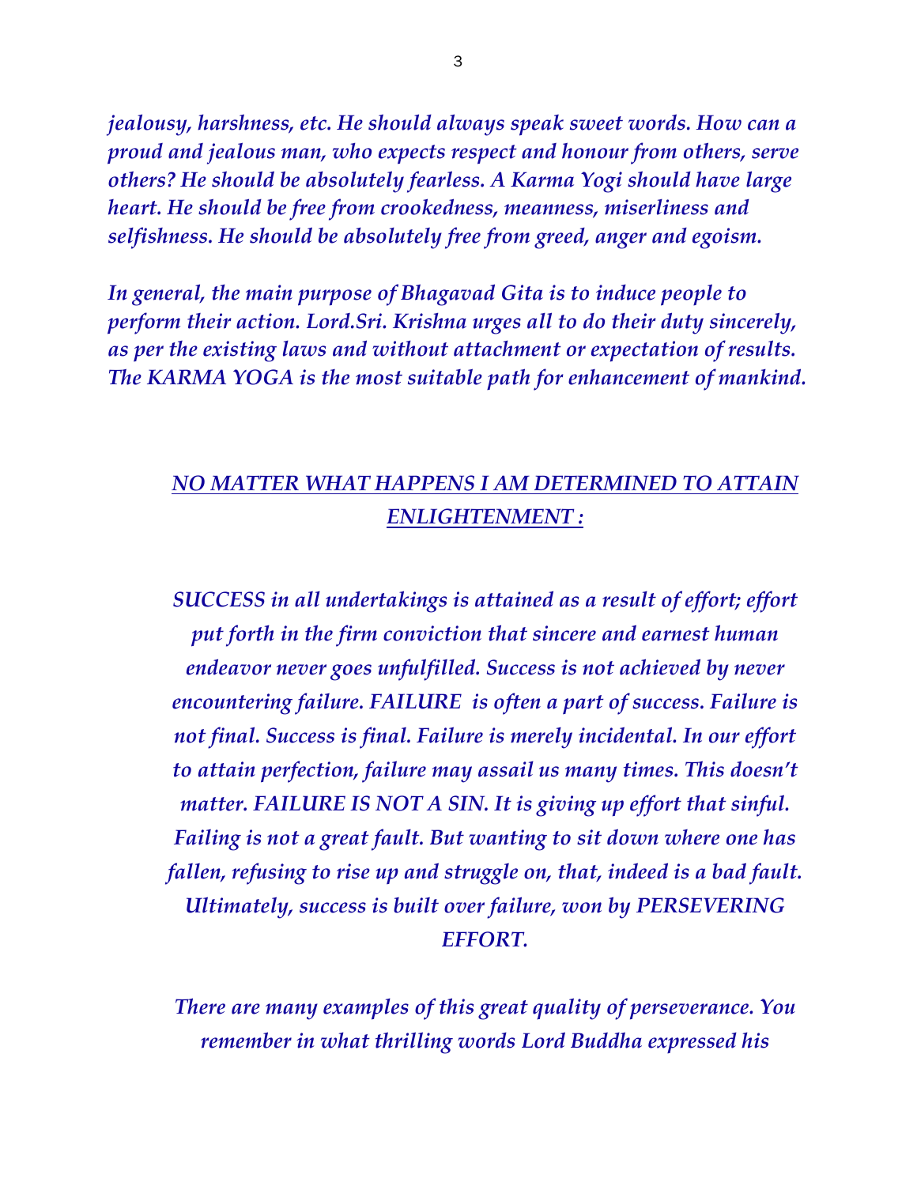*jealousy, harshness, etc. He should always speak sweet words. How can a proud and jealous man, who expects respect and honour from others, serve others? He should be absolutely fearless. A Karma Yogi should have large heart. He should be free from crookedness, meanness, miserliness and selfishness. He should be absolutely free from greed, anger and egoism.*

*In general, the main purpose of Bhagavad Gita is to induce people to perform their action. Lord.Sri. Krishna urges all to do their duty sincerely, as per the existing laws and without attachment or expectation of results. The KARMA YOGA is the most suitable path for enhancement of mankind.*

## *NO MATTER WHAT HAPPENS I AM DETERMINED TO ATTAIN ENLIGHTENMENT :*

*SUCCESS in all undertakings is attained as a result of effort; effort put forth in the firm conviction that sincere and earnest human endeavor never goes unfulfilled. Success is not achieved by never encountering failure. FAILURE is often a part of success. Failure is not final. Success is final. Failure is merely incidental. In our effort to attain perfection, failure may assail us many times. This doesn't matter. FAILURE IS NOT A SIN. It is giving up effort that sinful. Failing is not a great fault. But wanting to sit down where one has fallen, refusing to rise up and struggle on, that, indeed is a bad fault. Ultimately, success is built over failure, won by PERSEVERING EFFORT.*

*There are many examples of this great quality of perseverance. You remember in what thrilling words Lord Buddha expressed his*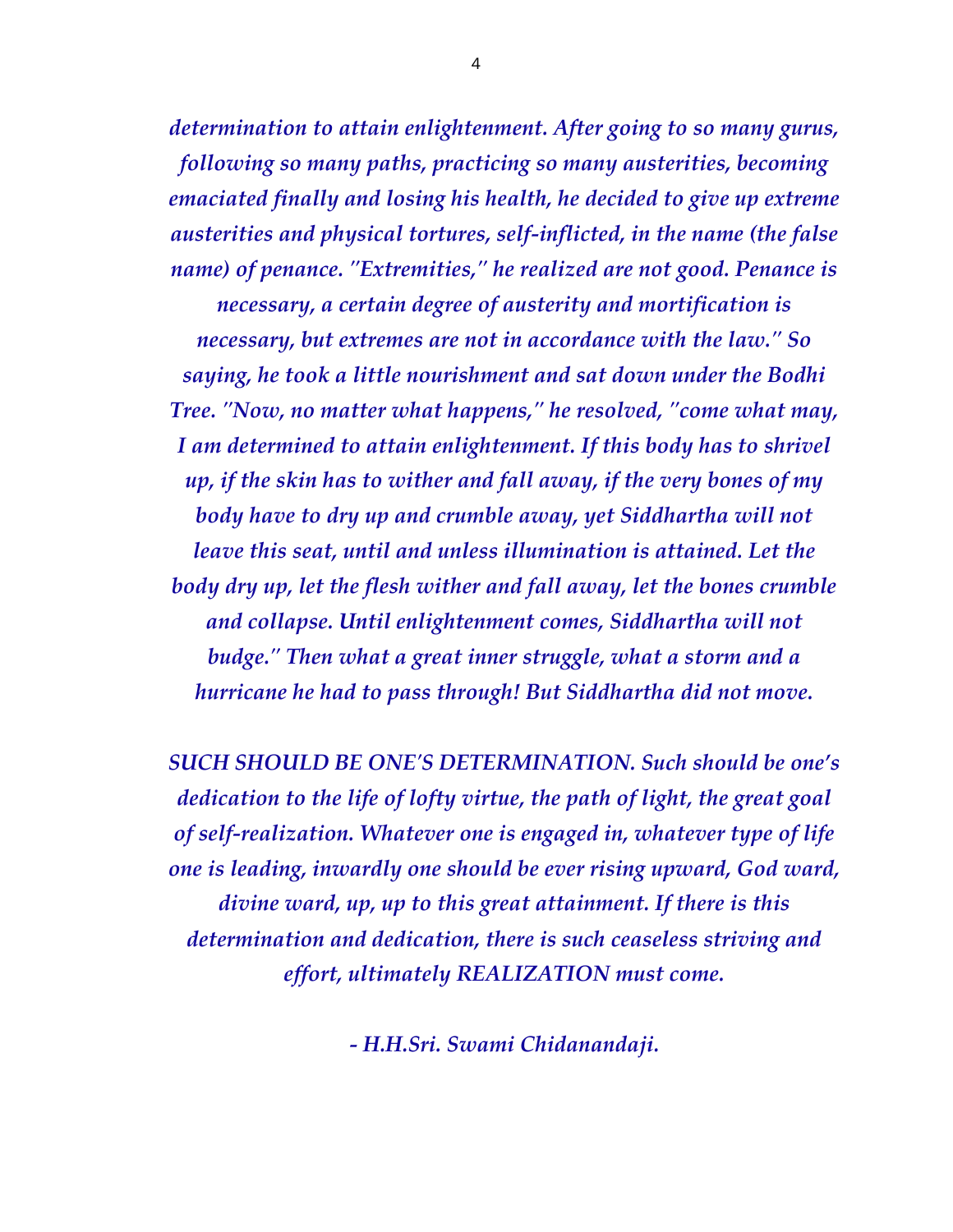*determination to attain enlightenment. After going to so many gurus, following so many paths, practicing so many austerities, becoming emaciated finally and losing his health, he decided to give up extreme austerities and physical tortures, self-inflicted, in the name (the false name) of penance. "Extremities," he realized are not good. Penance is necessary, a certain degree of austerity and mortification is necessary, but extremes are not in accordance with the law." So saying, he took a little nourishment and sat down under the Bodhi Tree. "Now, no matter what happens," he resolved, "come what may, I am determined to attain enlightenment. If this body has to shrivel up, if the skin has to wither and fall away, if the very bones of my body have to dry up and crumble away, yet Siddhartha will not leave this seat, until and unless illumination is attained. Let the body dry up, let the flesh wither and fall away, let the bones crumble and collapse. Until enlightenment comes, Siddhartha will not budge." Then what a great inner struggle, what a storm and a hurricane he had to pass through! But Siddhartha did not move.*

*SUCH SHOULD BE ONE'S DETERMINATION. Such should be one's dedication to the life of lofty virtue, the path of light, the great goal of self-realization. Whatever one is engaged in, whatever type of life one is leading, inwardly one should be ever rising upward, God ward, divine ward, up, up to this great attainment. If there is this determination and dedication, there is such ceaseless striving and effort, ultimately REALIZATION must come.*

*- H.H.Sri. Swami Chidanandaji.*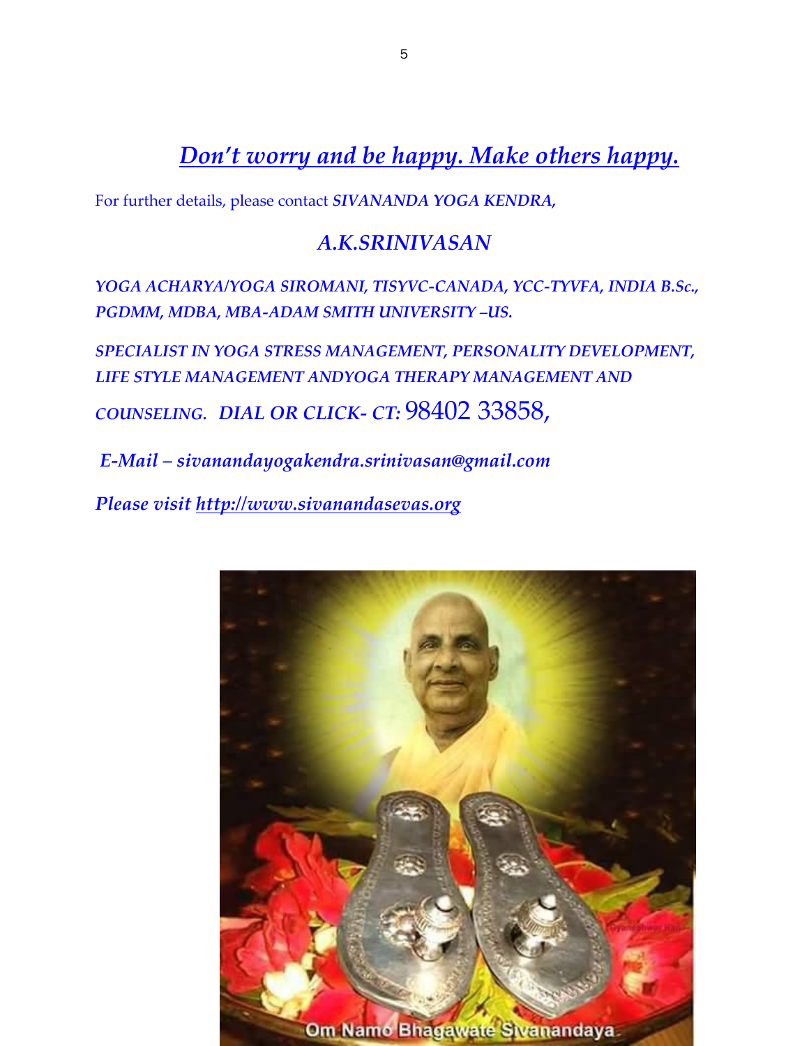## ***Don't worry and be happy. Make others happy.***

For further details, please contact ***SIVANANDA YOGA KENDRA,***

### *A.K.SRINIVASAN*

***YOGA ACHARYA/YOGA SIROMANI, TISYVC-CANADA, YCC-TYVFA, INDIA B.Sc., PGDMM, MDBA, MBA-ADAM SMITH UNIVERSITY –US.***

***SPECIALIST IN YOGA STRESS MANAGEMENT, PERSONALITY DEVELOPMENT, LIFE STYLE MANAGEMENT ANDYOGA THERAPY MANAGEMENT AND COUNSELING. DIAL OR CLICK- CT:*** 98402 33858,

***E-Mail – sivanandayogakendra.srinivasan@gmail.com***

***Please visit http://www.sivanandasevas.org***

Om Namo Bhagawate Sivanandaya